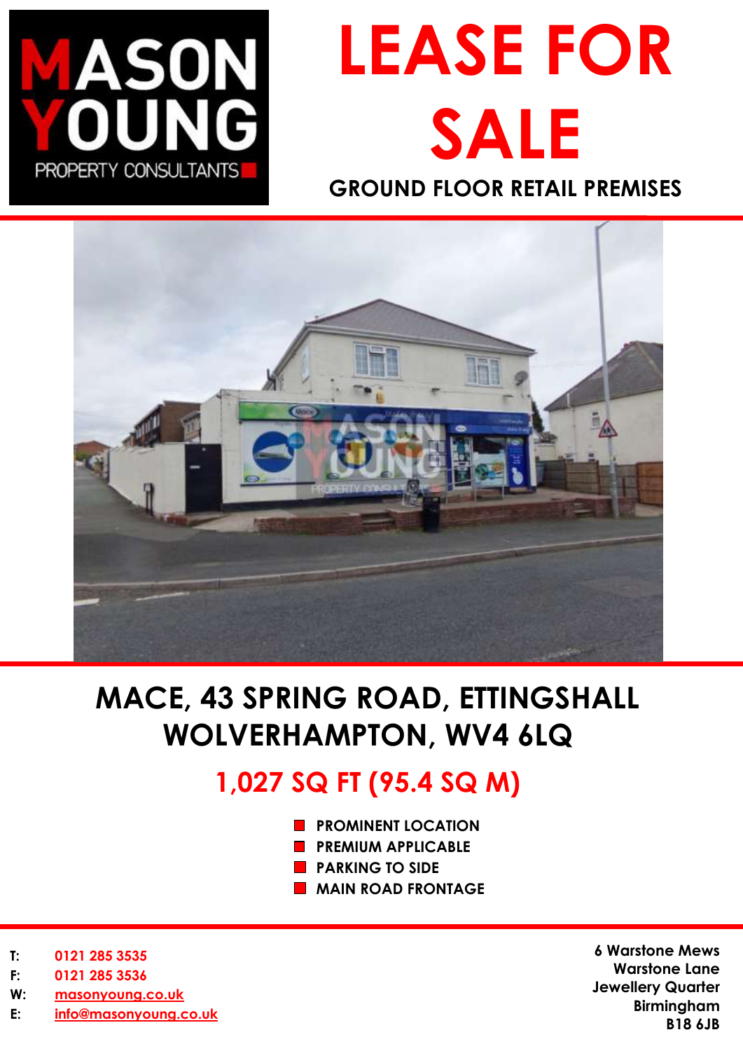MASON YOUNG

PROPERTY CONSULTANTS

# LEASE FOR SALE

## GROUND FLOOR RETAIL PREMISES

# MACE, 43 SPRING ROAD, ETTINGSHALL WOLVERHAMPTON, WV4 6LQ

## 1,027 SQ FT (95.4 SQ M)

- PROMINENT LOCATION
- PREMIUM APPLICABLE
- PARKING TO SIDE
- MAIN ROAD FRONTAGE

T: 0121 285 3535
F: 0121 285 3536
W: masonyoung.co.uk
E: info@masonyoung.co.uk

6 Warstone Mews
Warstone Lane
Jewellery Quarter
Birmingham
B18 6JB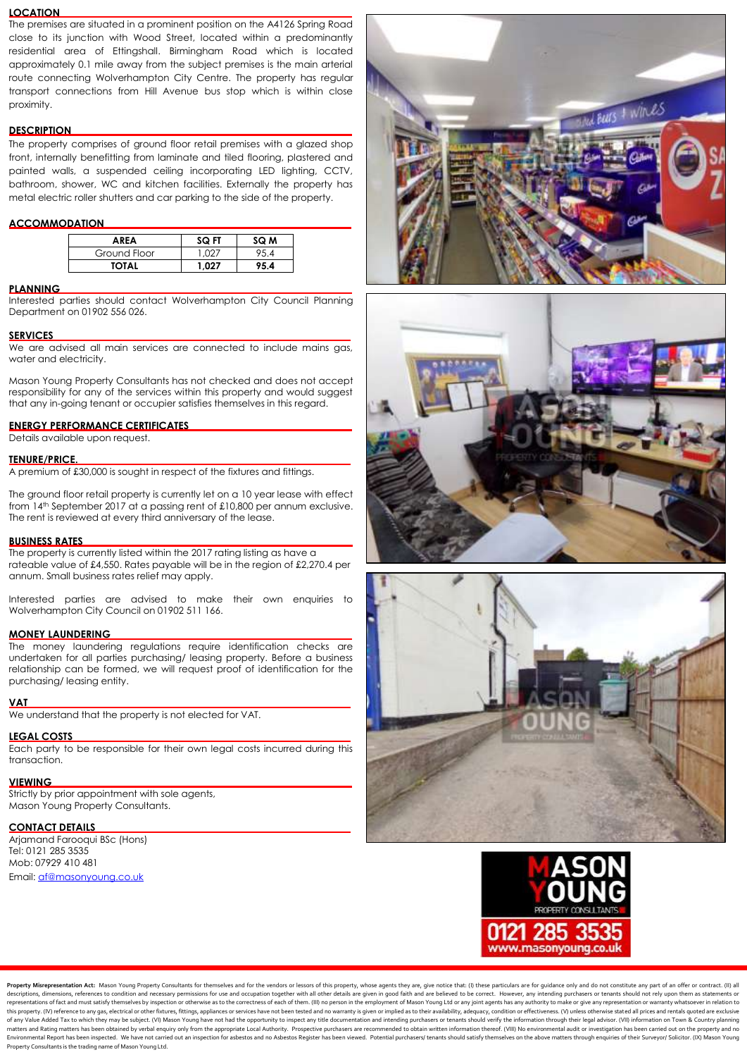## LOCATION

The premises are situated in a prominent position on the A4126 Spring Road close to its junction with Wood Street, located within a predominantly residential area of Ettingshall. Birmingham Road which is located approximately 0.1 mile away from the subject premises is the main arterial route connecting Wolverhampton City Centre. The property has regular transport connections from Hill Avenue bus stop which is within close proximity.

## DESCRIPTION

The property comprises of ground floor retail premises with a glazed shop front, internally benefitting from laminate and tiled flooring, plastered and painted walls, a suspended ceiling incorporating LED lighting, CCTV, bathroom, shower, WC and kitchen facilities. Externally the property has metal electric roller shutters and car parking to the side of the property.

## ACCOMMODATION

| AREA | SQ FT | SQ M |
|---|---|---|
| Ground Floor | 1,027 | 95.4 |
| **TOTAL** | **1,027** | **95.4** |

## PLANNING

Interested parties should contact Wolverhampton City Council Planning Department on 01902 556 026.

## SERVICES

We are advised all main services are connected to include mains gas, water and electricity.

Mason Young Property Consultants has not checked and does not accept responsibility for any of the services within this property and would suggest that any in-going tenant or occupier satisfies themselves in this regard.

## ENERGY PERFORMANCE CERTIFICATES

Details available upon request.

## TENURE/PRICE.

A premium of £30,000 is sought in respect of the fixtures and fittings.

The ground floor retail property is currently let on a 10 year lease with effect from 14th September 2017 at a passing rent of £10,800 per annum exclusive. The rent is reviewed at every third anniversary of the lease.

## BUSINESS RATES

The property is currently listed within the 2017 rating listing as have a rateable value of £4,550. Rates payable will be in the region of £2,270.4 per annum. Small business rates relief may apply.

Interested parties are advised to make their own enquiries to Wolverhampton City Council on 01902 511 166.

## MONEY LAUNDERING

The money laundering regulations require identification checks are undertaken for all parties purchasing/ leasing property. Before a business relationship can be formed, we will request proof of identification for the purchasing/ leasing entity.

## VAT

We understand that the property is not elected for VAT.

## LEGAL COSTS

Each party to be responsible for their own legal costs incurred during this transaction.

## VIEWING

Strictly by prior appointment with sole agents,
Mason Young Property Consultants.

## CONTACT DETAILS

Arjamand Farooqui BSc (Hons)
Tel: 0121 285 3535
Mob: 07929 410 481
Email: af@masonyoung.co.uk

MASON YOUNG PROPERTY CONSULTANTS
0121 285 3535
www.masonyoung.co.uk

**Property Misrepresentation Act:** Mason Young Property Consultants for themselves and for the vendors or lessors of this property, whose agents they are, give notice that: (I) these particulars are for guidance only and do not constitute any part of an offer or contract. (II) all descriptions, dimensions, references to condition and necessary permissions for use and occupation together with all other details are given in good faith and are believed to be correct. However, any intending purchasers or tenants should not rely upon them as statements or representations of fact and must satisfy themselves by inspection or otherwise as to the correctness of each of them. (III) no person in the employment of Mason Young Ltd or any joint agents has any authority to make or give any representation or warranty whatsoever in relation to this property. (IV) reference to any gas, electrical or other fixtures, fittings, appliances or services have not been tested and no warranty is given or implied as to their availability, adequacy, condition or effectiveness. (V) unless otherwise stated all prices and rentals quoted are exclusive of any Value Added Tax to which they may be subject. (VI) Mason Young have not had the opportunity to inspect any title documentation and intending purchasers or tenants should verify the information through their legal advisor. (VII) information on Town & Country planning matters and Rating matters has been obtained by verbal enquiry only from the appropriate Local Authority. Prospective purchasers are recommended to obtain written information thereof. (VIII) No environmental audit or investigation has been carried out on the property and no Environmental Report has been inspected. We have not carried out an inspection for asbestos and no Asbestos Register has been viewed. Potential purchasers/ tenants should satisfy themselves on the above matters through enquiries of their Surveyor/ Solicitor. (IX) Mason Young Property Consultants is the trading name of Mason Young Ltd.